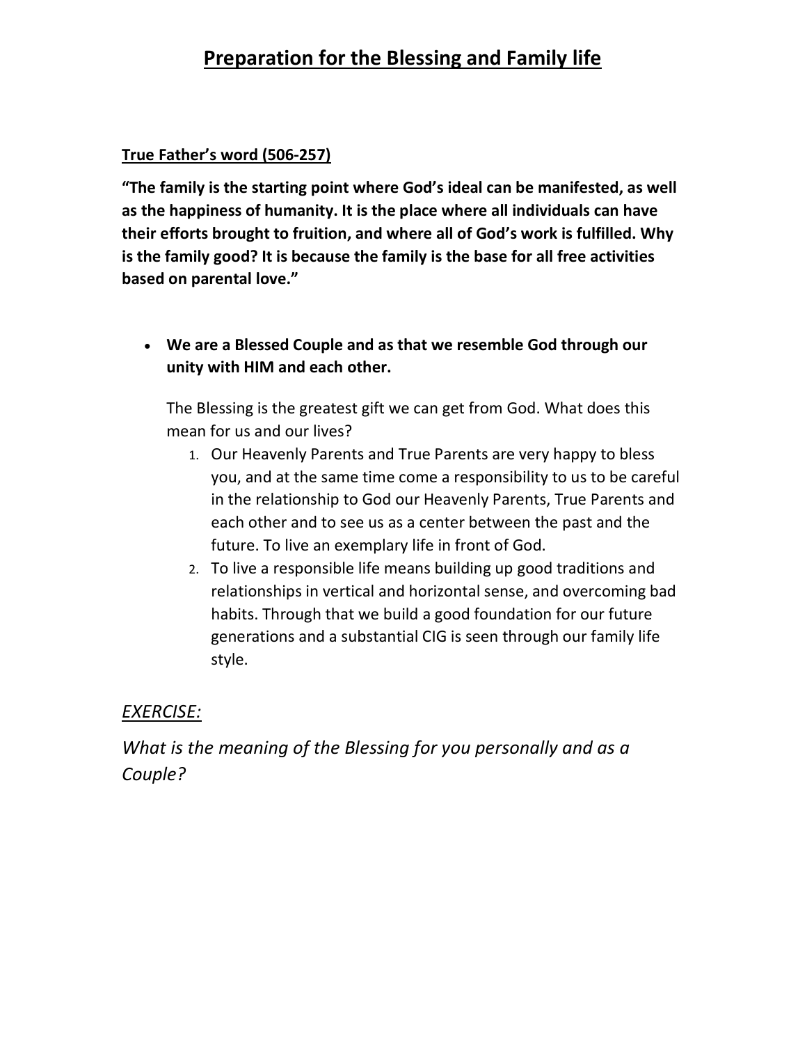# Preparation for the Blessing and Family life

**True Father's word (506-257)**

**"The family is the starting point where God's ideal can be manifested, as well as the happiness of humanity. It is the place where all individuals can have their efforts brought to fruition, and where all of God's work is fulfilled. Why is the family good? It is because the family is the base for all free activities based on parental love."**

- **We are a Blessed Couple and as that we resemble God through our unity with HIM and each other.**

  The Blessing is the greatest gift we can get from God. What does this mean for us and our lives?

  1. Our Heavenly Parents and True Parents are very happy to bless you, and at the same time come a responsibility to us to be careful in the relationship to God our Heavenly Parents, True Parents and each other and to see us as a center between the past and the future. To live an exemplary life in front of God.
  2. To live a responsible life means building up good traditions and relationships in vertical and horizontal sense, and overcoming bad habits. Through that we build a good foundation for our future generations and a substantial CIG is seen through our family life style.

*EXERCISE:*

*What is the meaning of the Blessing for you personally and as a Couple?*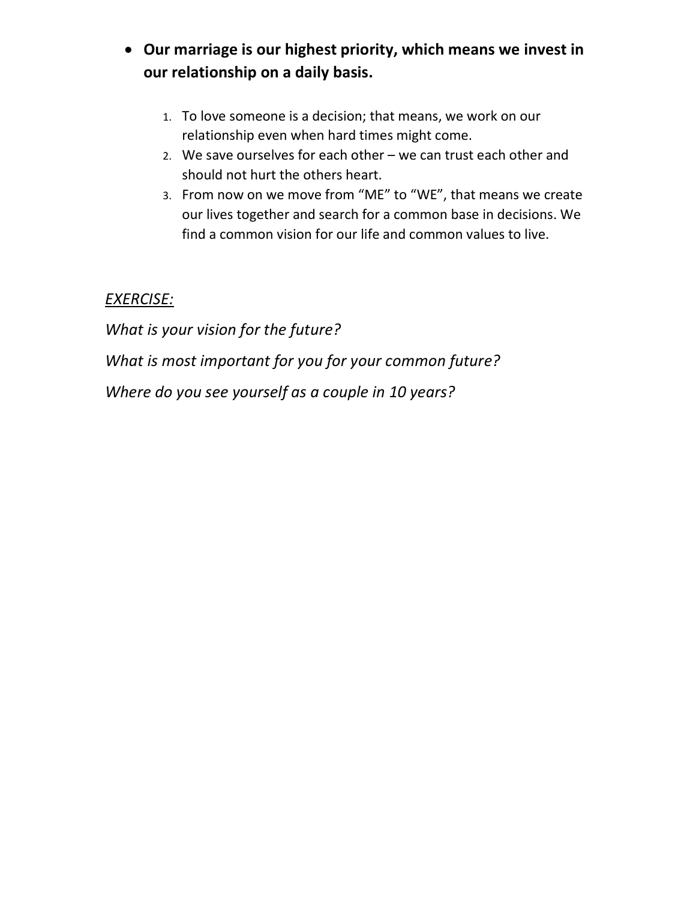- **Our marriage is our highest priority, which means we invest in our relationship on a daily basis.**

    1. To love someone is a decision; that means, we work on our relationship even when hard times might come.
    2. We save ourselves for each other – we can trust each other and should not hurt the others heart.
    3. From now on we move from "ME" to "WE", that means we create our lives together and search for a common base in decisions. We find a common vision for our life and common values to live.

*<u>EXERCISE:</u>*

*What is your vision for the future?*

*What is most important for you for your common future?*

*Where do you see yourself as a couple in 10 years?*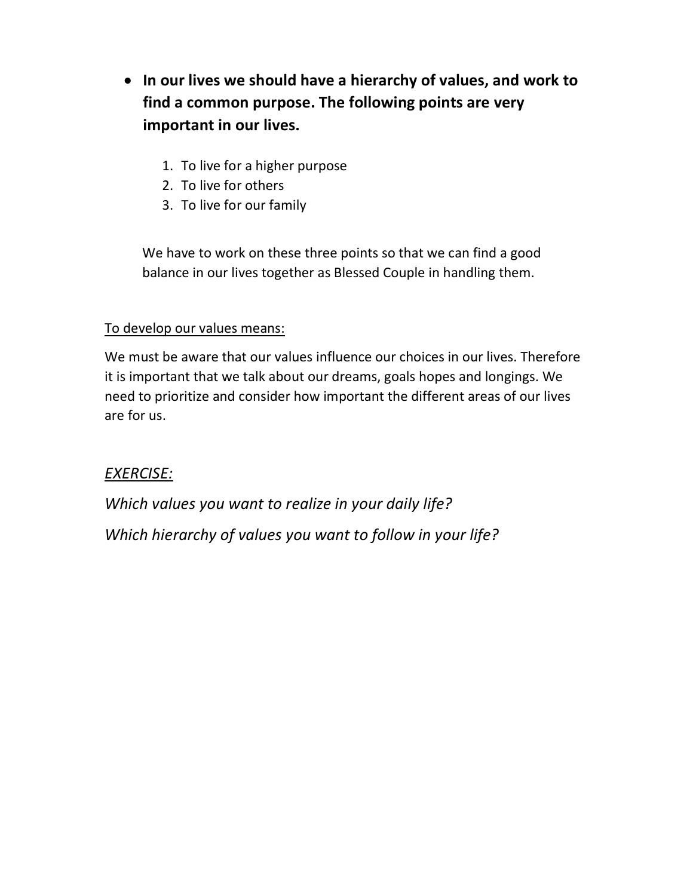- **In our lives we should have a hierarchy of values, and work to find a common purpose. The following points are very important in our lives.**

    1. To live for a higher purpose
    2. To live for others
    3. To live for our family

    We have to work on these three points so that we can find a good balance in our lives together as Blessed Couple in handling them.

<u>To develop our values means:</u>

We must be aware that our values influence our choices in our lives. Therefore it is important that we talk about our dreams, goals hopes and longings. We need to prioritize and consider how important the different areas of our lives are for us.

*<u>EXERCISE:</u>*

*Which values you want to realize in your daily life?*

*Which hierarchy of values you want to follow in your life?*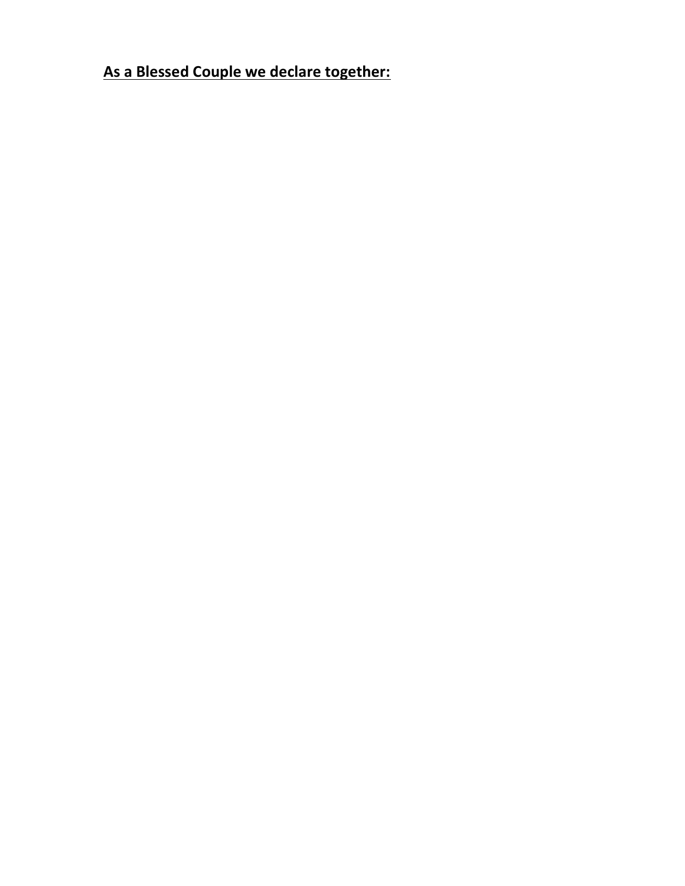**As a Blessed Couple we declare together:**